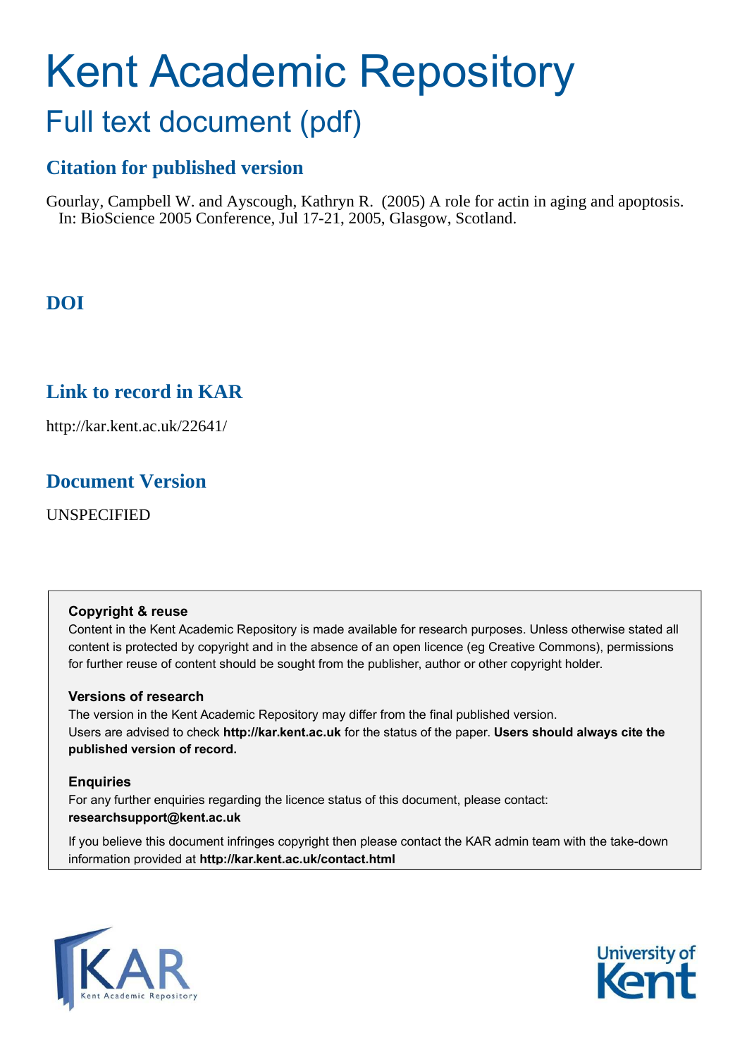# Kent Academic Repository

## Full text document (pdf)

## Citation for published version

Gourlay, Campbell W. and Ayscough, Kathryn R. (2005) A role for actin in aging and apoptosis. In: BioScience 2005 Conference, Jul 17-21, 2005, Glasgow, Scotland.

## DOI

## Link to record in KAR

http://kar.kent.ac.uk/22641/

## Document Version

UNSPECIFIED

**Copyright & reuse**

Content in the Kent Academic Repository is made available for research purposes. Unless otherwise stated all content is protected by copyright and in the absence of an open licence (eg Creative Commons), permissions for further reuse of content should be sought from the publisher, author or other copyright holder.

**Versions of research**

The version in the Kent Academic Repository may differ from the final published version.
Users are advised to check **http://kar.kent.ac.uk** for the status of the paper. **Users should always cite the published version of record.**

**Enquiries**

For any further enquiries regarding the licence status of this document, please contact:
**researchsupport@kent.ac.uk**

If you believe this document infringes copyright then please contact the KAR admin team with the take-down information provided at **http://kar.kent.ac.uk/contact.html**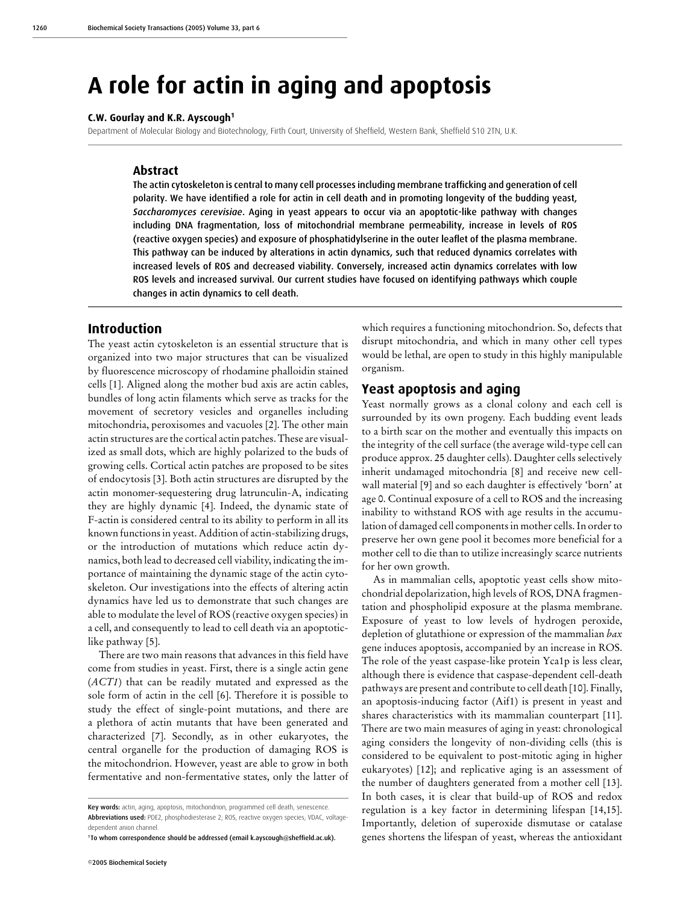# A role for actin in aging and apoptosis

**C.W. Gourlay and K.R. Ayscough[1]**

Department of Molecular Biology and Biotechnology, Firth Court, University of Sheffield, Western Bank, Sheffield S10 2TN, U.K.

## Abstract

The actin cytoskeleton is central to many cell processes including membrane trafficking and generation of cell polarity. We have identified a role for actin in cell death and in promoting longevity of the budding yeast, *Saccharomyces cerevisiae*. Aging in yeast appears to occur via an apoptotic-like pathway with changes including DNA fragmentation, loss of mitochondrial membrane permeability, increase in levels of ROS (reactive oxygen species) and exposure of phosphatidylserine in the outer leaflet of the plasma membrane. This pathway can be induced by alterations in actin dynamics, such that reduced dynamics correlates with increased levels of ROS and decreased viability. Conversely, increased actin dynamics correlates with low ROS levels and increased survival. Our current studies have focused on identifying pathways which couple changes in actin dynamics to cell death.

## Introduction

The yeast actin cytoskeleton is an essential structure that is organized into two major structures that can be visualized by fluorescence microscopy of rhodamine phalloidin stained cells [1]. Aligned along the mother bud axis are actin cables, bundles of long actin filaments which serve as tracks for the movement of secretory vesicles and organelles including mitochondria, peroxisomes and vacuoles [2]. The other main actin structures are the cortical actin patches. These are visualized as small dots, which are highly polarized to the buds of growing cells. Cortical actin patches are proposed to be sites of endocytosis [3]. Both actin structures are disrupted by the actin monomer-sequestering drug latrunculin-A, indicating they are highly dynamic [4]. Indeed, the dynamic state of F-actin is considered central to its ability to perform in all its known functions in yeast. Addition of actin-stabilizing drugs, or the introduction of mutations which reduce actin dynamics, both lead to decreased cell viability, indicating the importance of maintaining the dynamic stage of the actin cytoskeleton. Our investigations into the effects of altering actin dynamics have led us to demonstrate that such changes are able to modulate the level of ROS (reactive oxygen species) in a cell, and consequently to lead to cell death via an apoptotic-like pathway [5].

There are two main reasons that advances in this field have come from studies in yeast. First, there is a single actin gene (*ACT1*) that can be readily mutated and expressed as the sole form of actin in the cell [6]. Therefore it is possible to study the effect of single-point mutations, and there are a plethora of actin mutants that have been generated and characterized [7]. Secondly, as in other eukaryotes, the central organelle for the production of damaging ROS is the mitochondrion. However, yeast are able to grow in both fermentative and non-fermentative states, only the latter of which requires a functioning mitochondrion. So, defects that disrupt mitochondria, and which in many other cell types would be lethal, are open to study in this highly manipulable organism.

## Yeast apoptosis and aging

Yeast normally grows as a clonal colony and each cell is surrounded by its own progeny. Each budding event leads to a birth scar on the mother and eventually this impacts on the integrity of the cell surface (the average wild-type cell can produce approx. 25 daughter cells). Daughter cells selectively inherit undamaged mitochondria [8] and receive new cell-wall material [9] and so each daughter is effectively 'born' at age 0. Continual exposure of a cell to ROS and the increasing inability to withstand ROS with age results in the accumulation of damaged cell components in mother cells. In order to preserve her own gene pool it becomes more beneficial for a mother cell to die than to utilize increasingly scarce nutrients for her own growth.

As in mammalian cells, apoptotic yeast cells show mitochondrial depolarization, high levels of ROS, DNA fragmentation and phospholipid exposure at the plasma membrane. Exposure of yeast to low levels of hydrogen peroxide, depletion of glutathione or expression of the mammalian *bax* gene induces apoptosis, accompanied by an increase in ROS. The role of the yeast caspase-like protein Yca1p is less clear, although there is evidence that caspase-dependent cell-death pathways are present and contribute to cell death [10]. Finally, an apoptosis-inducing factor (Aif1) is present in yeast and shares characteristics with its mammalian counterpart [11]. There are two main measures of aging in yeast: chronological aging considers the longevity of non-dividing cells (this is considered to be equivalent to post-mitotic aging in higher eukaryotes) [12]; and replicative aging is an assessment of the number of daughters generated from a mother cell [13]. In both cases, it is clear that build-up of ROS and redox regulation is a key factor in determining lifespan [14,15]. Importantly, deletion of superoxide dismutase or catalase genes shortens the lifespan of yeast, whereas the antioxidant

**Key words:** actin, aging, apoptosis, mitochondrion, programmed cell death, senescence.

**Abbreviations used:** PDE2, phosphodiesterase 2; ROS, reactive oxygen species; VDAC, voltage-dependent anion channel.

[1]To whom correspondence should be addressed (email k.ayscough@sheffield.ac.uk).

©2005 Biochemical Society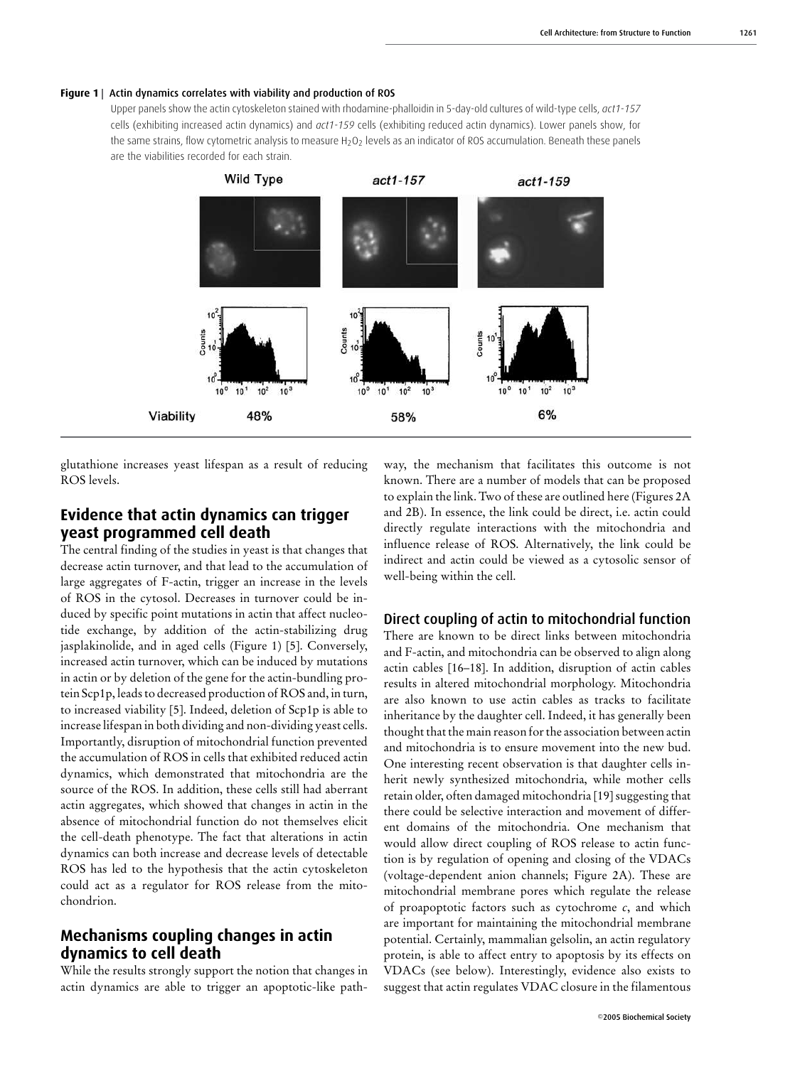**Figure 1** | **Actin dynamics correlates with viability and production of ROS**

Upper panels show the actin cytoskeleton stained with rhodamine-phalloidin in 5-day-old cultures of wild-type cells, *act1-157* cells (exhibiting increased actin dynamics) and *act1-159* cells (exhibiting reduced actin dynamics). Lower panels show, for the same strains, flow cytometric analysis to measure $H_2O_2$ levels as an indicator of ROS accumulation. Beneath these panels are the viabilities recorded for each strain.

Wild Type

*act1-157*

*act1-159*

Counts

Viability 48% 58% 6%

glutathione increases yeast lifespan as a result of reducing ROS levels.

## Evidence that actin dynamics can trigger yeast programmed cell death

The central finding of the studies in yeast is that changes that decrease actin turnover, and that lead to the accumulation of large aggregates of F-actin, trigger an increase in the levels of ROS in the cytosol. Decreases in turnover could be induced by specific point mutations in actin that affect nucleotide exchange, by addition of the actin-stabilizing drug jasplakinolide, and in aged cells (Figure 1) [5]. Conversely, increased actin turnover, which can be induced by mutations in actin or by deletion of the gene for the actin-bundling protein Scp1p, leads to decreased production of ROS and, in turn, to increased viability [5]. Indeed, deletion of Scp1p is able to increase lifespan in both dividing and non-dividing yeast cells. Importantly, disruption of mitochondrial function prevented the accumulation of ROS in cells that exhibited reduced actin dynamics, which demonstrated that mitochondria are the source of the ROS. In addition, these cells still had aberrant actin aggregates, which showed that changes in actin in the absence of mitochondrial function do not themselves elicit the cell-death phenotype. The fact that alterations in actin dynamics can both increase and decrease levels of detectable ROS has led to the hypothesis that the actin cytoskeleton could act as a regulator for ROS release from the mitochondrion.

## Mechanisms coupling changes in actin dynamics to cell death

While the results strongly support the notion that changes in actin dynamics are able to trigger an apoptotic-like pathway, the mechanism that facilitates this outcome is not known. There are a number of models that can be proposed to explain the link. Two of these are outlined here (Figures 2A and 2B). In essence, the link could be direct, i.e. actin could directly regulate interactions with the mitochondria and influence release of ROS. Alternatively, the link could be indirect and actin could be viewed as a cytosolic sensor of well-being within the cell.

### Direct coupling of actin to mitochondrial function

There are known to be direct links between mitochondria and F-actin, and mitochondria can be observed to align along actin cables [16–18]. In addition, disruption of actin cables results in altered mitochondrial morphology. Mitochondria are also known to use actin cables as tracks to facilitate inheritance by the daughter cell. Indeed, it has generally been thought that the main reason for the association between actin and mitochondria is to ensure movement into the new bud. One interesting recent observation is that daughter cells inherit newly synthesized mitochondria, while mother cells retain older, often damaged mitochondria [19] suggesting that there could be selective interaction and movement of different domains of the mitochondria. One mechanism that would allow direct coupling of ROS release to actin function is by regulation of opening and closing of the VDACs (voltage-dependent anion channels; Figure 2A). These are mitochondrial membrane pores which regulate the release of proapoptotic factors such as cytochrome *c*, and which are important for maintaining the mitochondrial membrane potential. Certainly, mammalian gelsolin, an actin regulatory protein, is able to affect entry to apoptosis by its effects on VDACs (see below). Interestingly, evidence also exists to suggest that actin regulates VDAC closure in the filamentous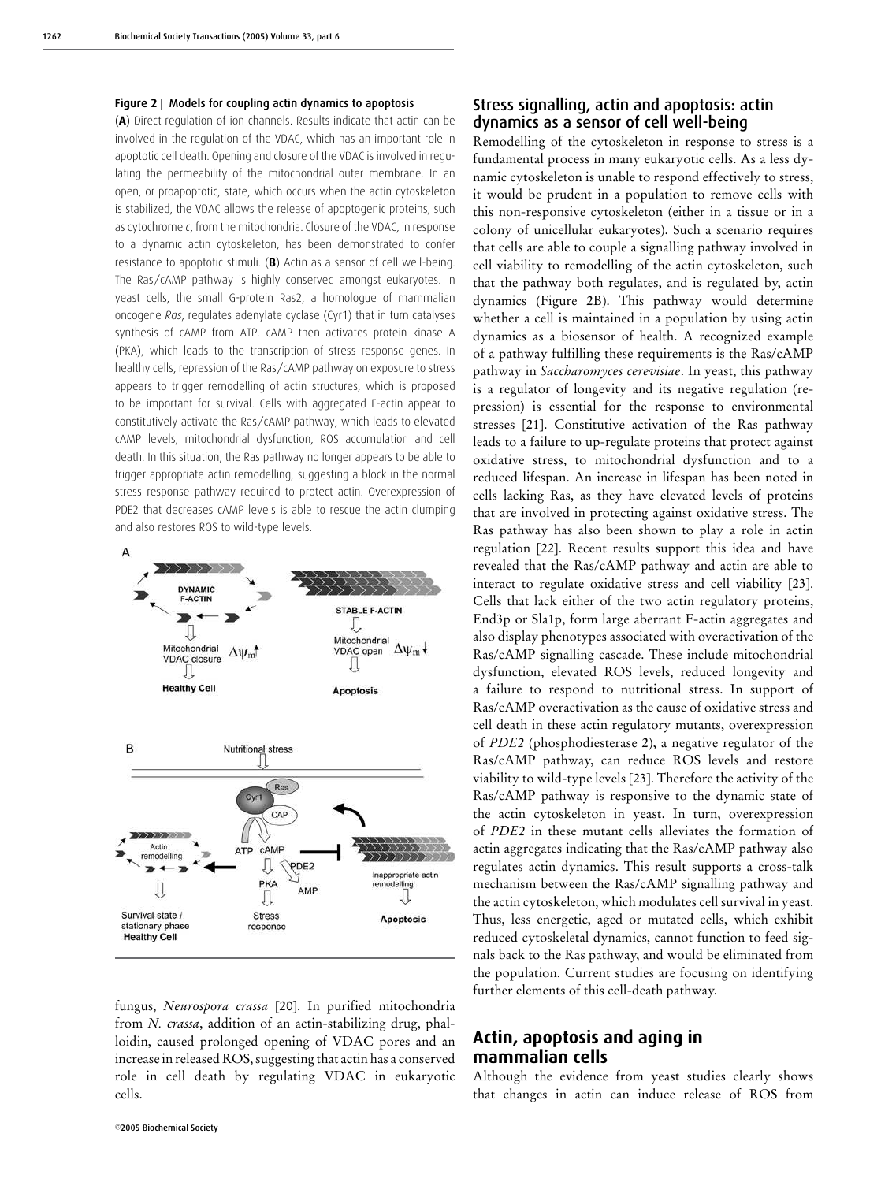**Figure 2 | Models for coupling actin dynamics to apoptosis**

(**A**) Direct regulation of ion channels. Results indicate that actin can be involved in the regulation of the VDAC, which has an important role in apoptotic cell death. Opening and closure of the VDAC is involved in regulating the permeability of the mitochondrial outer membrane. In an open, or proapoptotic, state, which occurs when the actin cytoskeleton is stabilized, the VDAC allows the release of apoptogenic proteins, such as cytochrome *c*, from the mitochondria. Closure of the VDAC, in response to a dynamic actin cytoskeleton, has been demonstrated to confer resistance to apoptotic stimuli. (**B**) Actin as a sensor of cell well-being. The Ras/cAMP pathway is highly conserved amongst eukaryotes. In yeast cells, the small G-protein Ras2, a homologue of mammalian oncogene *Ras*, regulates adenylate cyclase (Cyr1) that in turn catalyses synthesis of cAMP from ATP. cAMP then activates protein kinase A (PKA), which leads to the transcription of stress response genes. In healthy cells, repression of the Ras/cAMP pathway on exposure to stress appears to trigger remodelling of actin structures, which is proposed to be important for survival. Cells with aggregated F-actin appear to constitutively activate the Ras/cAMP pathway, which leads to elevated cAMP levels, mitochondrial dysfunction, ROS accumulation and cell death. In this situation, the Ras pathway no longer appears to be able to trigger appropriate actin remodelling, suggesting a block in the normal stress response pathway required to protect actin. Overexpression of PDE2 that decreases cAMP levels is able to rescue the actin clumping and also restores ROS to wild-type levels.

A

DYNAMIC F-ACTIN

Mitochondrial VDAC closure $\Delta\psi_m\uparrow$

Healthy Cell

STABLE F-ACTIN

Mitochondrial VDAC open $\Delta\psi_m\downarrow$

Apoptosis

B

Nutritional stress

Ras

Cyr1

CAP

ATP cAMP

PDE2

PKA

AMP

Actin remodelling

Survival state / stationary phase

Healthy Cell

Stress response

Inappropriate actin remodelling

Apoptosis

fungus, *Neurospora crassa* [20]. In purified mitochondria from *N. crassa*, addition of an actin-stabilizing drug, phalloidin, caused prolonged opening of VDAC pores and an increase in released ROS, suggesting that actin has a conserved role in cell death by regulating VDAC in eukaryotic cells.

## Stress signalling, actin and apoptosis: actin dynamics as a sensor of cell well-being

Remodelling of the cytoskeleton in response to stress is a fundamental process in many eukaryotic cells. As a less dynamic cytoskeleton is unable to respond effectively to stress, it would be prudent in a population to remove cells with this non-responsive cytoskeleton (either in a tissue or in a colony of unicellular eukaryotes). Such a scenario requires that cells are able to couple a signalling pathway involved in cell viability to remodelling of the actin cytoskeleton, such that the pathway both regulates, and is regulated by, actin dynamics (Figure 2B). This pathway would determine whether a cell is maintained in a population by using actin dynamics as a biosensor of health. A recognized example of a pathway fulfilling these requirements is the Ras/cAMP pathway in *Saccharomyces cerevisiae*. In yeast, this pathway is a regulator of longevity and its negative regulation (repression) is essential for the response to environmental stresses [21]. Constitutive activation of the Ras pathway leads to a failure to up-regulate proteins that protect against oxidative stress, to mitochondrial dysfunction and to a reduced lifespan. An increase in lifespan has been noted in cells lacking Ras, as they have elevated levels of proteins that are involved in protecting against oxidative stress. The Ras pathway has also been shown to play a role in actin regulation [22]. Recent results support this idea and have revealed that the Ras/cAMP pathway and actin are able to interact to regulate oxidative stress and cell viability [23]. Cells that lack either of the two actin regulatory proteins, End3p or Sla1p, form large aberrant F-actin aggregates and also display phenotypes associated with overactivation of the Ras/cAMP signalling cascade. These include mitochondrial dysfunction, elevated ROS levels, reduced longevity and a failure to respond to nutritional stress. In support of Ras/cAMP overactivation as the cause of oxidative stress and cell death in these actin regulatory mutants, overexpression of *PDE2* (phosphodiesterase 2), a negative regulator of the Ras/cAMP pathway, can reduce ROS levels and restore viability to wild-type levels [23]. Therefore the activity of the Ras/cAMP pathway is responsive to the dynamic state of the actin cytoskeleton in yeast. In turn, overexpression of *PDE2* in these mutant cells alleviates the formation of actin aggregates indicating that the Ras/cAMP pathway also regulates actin dynamics. This result supports a cross-talk mechanism between the Ras/cAMP signalling pathway and the actin cytoskeleton, which modulates cell survival in yeast. Thus, less energetic, aged or mutated cells, which exhibit reduced cytoskeletal dynamics, cannot function to feed signals back to the Ras pathway, and would be eliminated from the population. Current studies are focusing on identifying further elements of this cell-death pathway.

## Actin, apoptosis and aging in mammalian cells

Although the evidence from yeast studies clearly shows that changes in actin can induce release of ROS from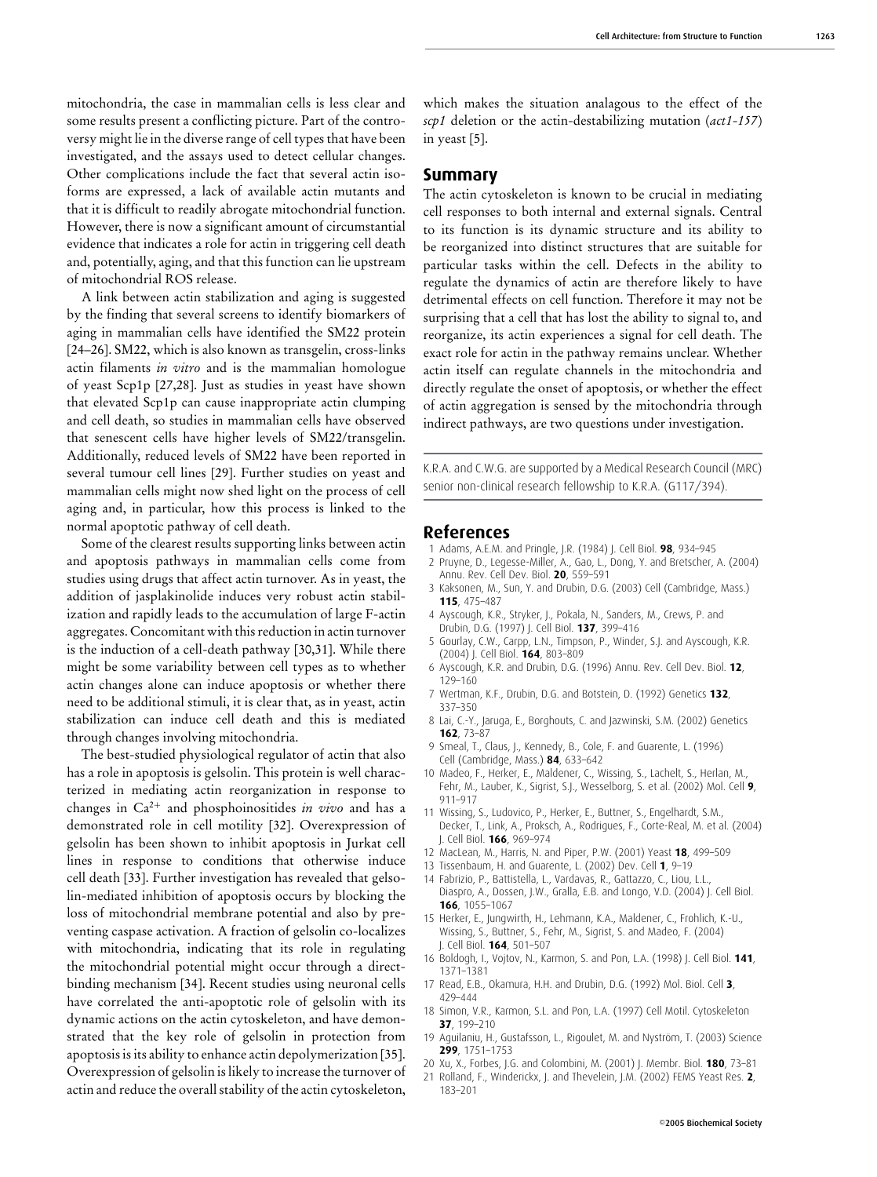mitochondria, the case in mammalian cells is less clear and some results present a conflicting picture. Part of the controversy might lie in the diverse range of cell types that have been investigated, and the assays used to detect cellular changes. Other complications include the fact that several actin isoforms are expressed, a lack of available actin mutants and that it is difficult to readily abrogate mitochondrial function. However, there is now a significant amount of circumstantial evidence that indicates a role for actin in triggering cell death and, potentially, aging, and that this function can lie upstream of mitochondrial ROS release.

A link between actin stabilization and aging is suggested by the finding that several screens to identify biomarkers of aging in mammalian cells have identified the SM22 protein [24–26]. SM22, which is also known as transgelin, cross-links actin filaments *in vitro* and is the mammalian homologue of yeast Scp1p [27,28]. Just as studies in yeast have shown that elevated Scp1p can cause inappropriate actin clumping and cell death, so studies in mammalian cells have observed that senescent cells have higher levels of SM22/transgelin. Additionally, reduced levels of SM22 have been reported in several tumour cell lines [29]. Further studies on yeast and mammalian cells might now shed light on the process of cell aging and, in particular, how this process is linked to the normal apoptotic pathway of cell death.

Some of the clearest results supporting links between actin and apoptosis pathways in mammalian cells come from studies using drugs that affect actin turnover. As in yeast, the addition of jasplakinolide induces very robust actin stabilization and rapidly leads to the accumulation of large F-actin aggregates. Concomitant with this reduction in actin turnover is the induction of a cell-death pathway [30,31]. While there might be some variability between cell types as to whether actin changes alone can induce apoptosis or whether there need to be additional stimuli, it is clear that, as in yeast, actin stabilization can induce cell death and this is mediated through changes involving mitochondria.

The best-studied physiological regulator of actin that also has a role in apoptosis is gelsolin. This protein is well characterized in mediating actin reorganization in response to changes in $Ca^{2+}$ and phosphoinositides *in vivo* and has a demonstrated role in cell motility [32]. Overexpression of gelsolin has been shown to inhibit apoptosis in Jurkat cell lines in response to conditions that otherwise induce cell death [33]. Further investigation has revealed that gelsolin-mediated inhibition of apoptosis occurs by blocking the loss of mitochondrial membrane potential and also by preventing caspase activation. A fraction of gelsolin co-localizes with mitochondria, indicating that its role in regulating the mitochondrial potential might occur through a direct-binding mechanism [34]. Recent studies using neuronal cells have correlated the anti-apoptotic role of gelsolin with its dynamic actions on the actin cytoskeleton, and have demonstrated that the key role of gelsolin in protection from apoptosis is its ability to enhance actin depolymerization [35]. Overexpression of gelsolin is likely to increase the turnover of actin and reduce the overall stability of the actin cytoskeleton, which makes the situation analagous to the effect of the *scp1* deletion or the actin-destabilizing mutation (*act1-157*) in yeast [5].

## Summary

The actin cytoskeleton is known to be crucial in mediating cell responses to both internal and external signals. Central to its function is its dynamic structure and its ability to be reorganized into distinct structures that are suitable for particular tasks within the cell. Defects in the ability to regulate the dynamics of actin are therefore likely to have detrimental effects on cell function. Therefore it may not be surprising that a cell that has lost the ability to signal to, and reorganize, its actin experiences a signal for cell death. The exact role for actin in the pathway remains unclear. Whether actin itself can regulate channels in the mitochondria and directly regulate the onset of apoptosis, or whether the effect of actin aggregation is sensed by the mitochondria through indirect pathways, are two questions under investigation.

K.R.A. and C.W.G. are supported by a Medical Research Council (MRC) senior non-clinical research fellowship to K.R.A. (G117/394).

## References

1. Adams, A.E.M. and Pringle, J.R. (1984) J. Cell Biol. **98**, 934–945
2. Pruyne, D., Legesse-Miller, A., Gao, L., Dong, Y. and Bretscher, A. (2004) Annu. Rev. Cell Dev. Biol. **20**, 559–591
3. Kaksonen, M., Sun, Y. and Drubin, D.G. (2003) Cell (Cambridge, Mass.) **115**, 475–487
4. Ayscough, K.R., Stryker, J., Pokala, N., Sanders, M., Crews, P. and Drubin, D.G. (1997) J. Cell Biol. **137**, 399–416
5. Gourlay, C.W., Carpp, L.N., Timpson, P., Winder, S.J. and Ayscough, K.R. (2004) J. Cell Biol. **164**, 803–809
6. Ayscough, K.R. and Drubin, D.G. (1996) Annu. Rev. Cell Dev. Biol. **12**, 129–160
7. Wertman, K.F., Drubin, D.G. and Botstein, D. (1992) Genetics **132**, 337–350
8. Lai, C.-Y., Jaruga, E., Borghouts, C. and Jazwinski, S.M. (2002) Genetics **162**, 73–87
9. Smeal, T., Claus, J., Kennedy, B., Cole, F. and Guarente, L. (1996) Cell (Cambridge, Mass.) **84**, 633–642
10. Madeo, F., Herker, E., Maldener, C., Wissing, S., Lachelt, S., Herlan, M., Fehr, M., Lauber, K., Sigrist, S.J., Wesselborg, S. et al. (2002) Mol. Cell **9**, 911–917
11. Wissing, S., Ludovico, P., Herker, E., Buttner, S., Engelhardt, S.M., Decker, T., Link, A., Proksch, A., Rodrigues, F., Corte-Real, M. et al. (2004) J. Cell Biol. **166**, 969–974
12. MacLean, M., Harris, N. and Piper, P.W. (2001) Yeast **18**, 499–509
13. Tissenbaum, H. and Guarente, L. (2002) Dev. Cell **1**, 9–19
14. Fabrizio, P., Battistella, L., Vardavas, R., Gattazzo, C., Liou, L.L., Diaspro, A., Dossen, J.W., Gralla, E.B. and Longo, V.D. (2004) J. Cell Biol. **166**, 1055–1067
15. Herker, E., Jungwirth, H., Lehmann, K.A., Maldener, C., Frohlich, K.-U., Wissing, S., Buttner, S., Fehr, M., Sigrist, S. and Madeo, F. (2004) J. Cell Biol. **164**, 501–507
16. Boldogh, I., Vojtov, N., Karmon, S. and Pon, L.A. (1998) J. Cell Biol. **141**, 1371–1381
17. Read, E.B., Okamura, H.H. and Drubin, D.G. (1992) Mol. Biol. Cell **3**, 429–444
18. Simon, V.R., Karmon, S.L. and Pon, L.A. (1997) Cell Motil. Cytoskeleton **37**, 199–210
19. Aguilaniu, H., Gustafsson, L., Rigoulet, M. and Nyström, T. (2003) Science **299**, 1751–1753
20. Xu, X., Forbes, J.G. and Colombini, M. (2001) J. Membr. Biol. **180**, 73–81
21. Rolland, F., Winderickx, J. and Thevelein, J.M. (2002) FEMS Yeast Res. **2**, 183–201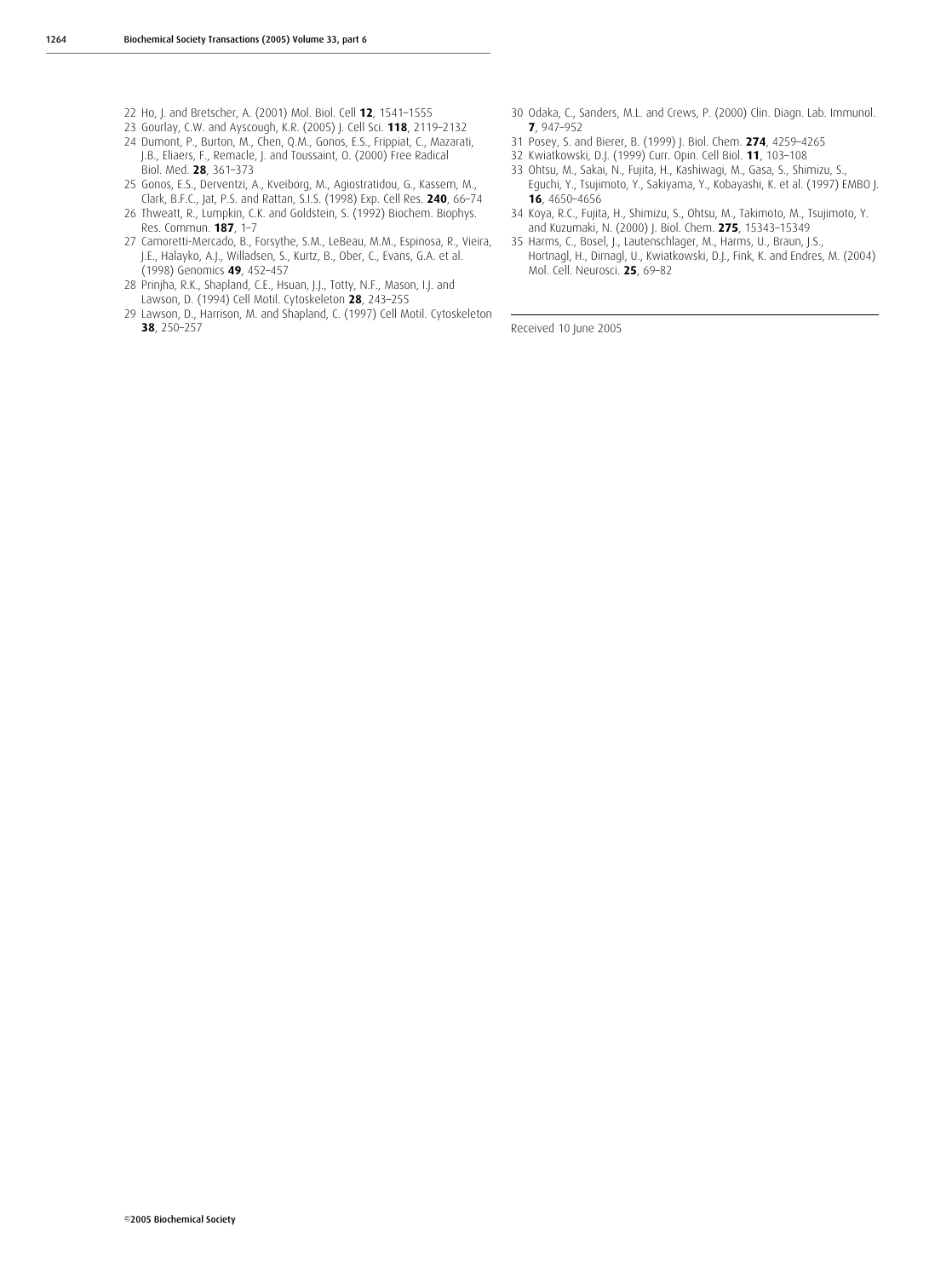22 Ho, J. and Bretscher, A. (2001) Mol. Biol. Cell **12**, 1541–1555
23 Gourlay, C.W. and Ayscough, K.R. (2005) J. Cell Sci. **118**, 2119–2132
24 Dumont, P., Burton, M., Chen, Q.M., Gonos, E.S., Frippiat, C., Mazarati, J.B., Eliaers, F., Remacle, J. and Toussaint, O. (2000) Free Radical Biol. Med. **28**, 361–373
25 Gonos, E.S., Derventzi, A., Kveiborg, M., Agiostratidou, G., Kassem, M., Clark, B.F.C., Jat, P.S. and Rattan, S.I.S. (1998) Exp. Cell Res. **240**, 66–74
26 Thweatt, R., Lumpkin, C.K. and Goldstein, S. (1992) Biochem. Biophys. Res. Commun. **187**, 1–7
27 Camoretti-Mercado, B., Forsythe, S.M., LeBeau, M.M., Espinosa, R., Vieira, J.E., Halayko, A.J., Willadsen, S., Kurtz, B., Ober, C., Evans, G.A. et al. (1998) Genomics **49**, 452–457
28 Prinjha, R.K., Shapland, C.E., Hsuan, J.J., Totty, N.F., Mason, I.J. and Lawson, D. (1994) Cell Motil. Cytoskeleton **28**, 243–255
29 Lawson, D., Harrison, M. and Shapland, C. (1997) Cell Motil. Cytoskeleton **38**, 250–257
30 Odaka, C., Sanders, M.L. and Crews, P. (2000) Clin. Diagn. Lab. Immunol. **7**, 947–952
31 Posey, S. and Bierer, B. (1999) J. Biol. Chem. **274**, 4259–4265
32 Kwiatkowski, D.J. (1999) Curr. Opin. Cell Biol. **11**, 103–108
33 Ohtsu, M., Sakai, N., Fujita, H., Kashiwagi, M., Gasa, S., Shimizu, S., Eguchi, Y., Tsujimoto, Y., Sakiyama, Y., Kobayashi, K. et al. (1997) EMBO J. **16**, 4650–4656
34 Koya, R.C., Fujita, H., Shimizu, S., Ohtsu, M., Takimoto, M., Tsujimoto, Y. and Kuzumaki, N. (2000) J. Biol. Chem. **275**, 15343–15349
35 Harms, C., Bosel, J., Lautenschlager, M., Harms, U., Braun, J.S., Hortnagl, H., Dirnagl, U., Kwiatkowski, D.J., Fink, K. and Endres, M. (2004) Mol. Cell. Neurosci. **25**, 69–82

Received 10 June 2005